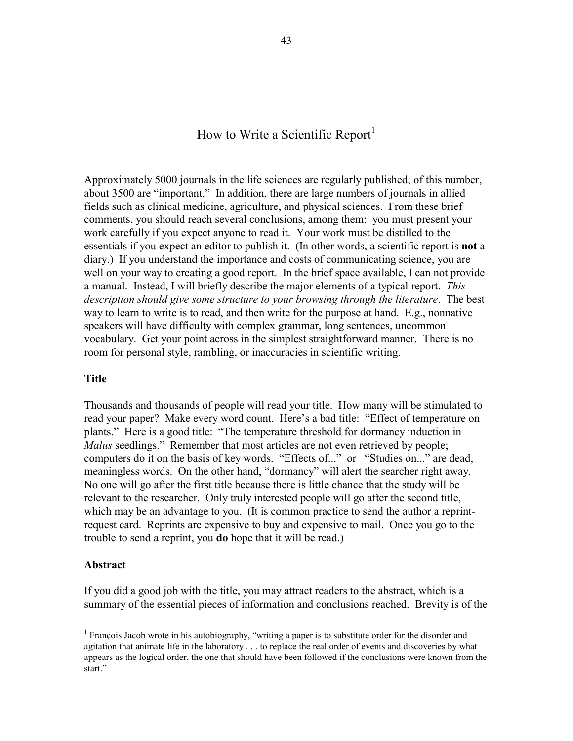# How to Write a Scientific Report[1]

Approximately 5000 journals in the life sciences are regularly published; of this number, about 3500 are "important." In addition, there are large numbers of journals in allied fields such as clinical medicine, agriculture, and physical sciences. From these brief comments, you should reach several conclusions, among them: you must present your work carefully if you expect anyone to read it. Your work must be distilled to the essentials if you expect an editor to publish it. (In other words, a scientific report is **not** a diary.) If you understand the importance and costs of communicating science, you are well on your way to creating a good report. In the brief space available, I can not provide a manual. Instead, I will briefly describe the major elements of a typical report. *This description should give some structure to your browsing through the literature*. The best way to learn to write is to read, and then write for the purpose at hand. E.g., nonnative speakers will have difficulty with complex grammar, long sentences, uncommon vocabulary. Get your point across in the simplest straightforward manner. There is no room for personal style, rambling, or inaccuracies in scientific writing.

### Title

Thousands and thousands of people will read your title. How many will be stimulated to read your paper? Make every word count. Here's a bad title: "Effect of temperature on plants." Here is a good title: "The temperature threshold for dormancy induction in *Malus* seedlings." Remember that most articles are not even retrieved by people; computers do it on the basis of key words. "Effects of..." or "Studies on..." are dead, meaningless words. On the other hand, "dormancy" will alert the searcher right away. No one will go after the first title because there is little chance that the study will be relevant to the researcher. Only truly interested people will go after the second title, which may be an advantage to you. (It is common practice to send the author a reprint-request card. Reprints are expensive to buy and expensive to mail. Once you go to the trouble to send a reprint, you **do** hope that it will be read.)

### Abstract

If you did a good job with the title, you may attract readers to the abstract, which is a summary of the essential pieces of information and conclusions reached. Brevity is of the

---

[1] François Jacob wrote in his autobiography, "writing a paper is to substitute order for the disorder and agitation that animate life in the laboratory . . . to replace the real order of events and discoveries by what appears as the logical order, the one that should have been followed if the conclusions were known from the start."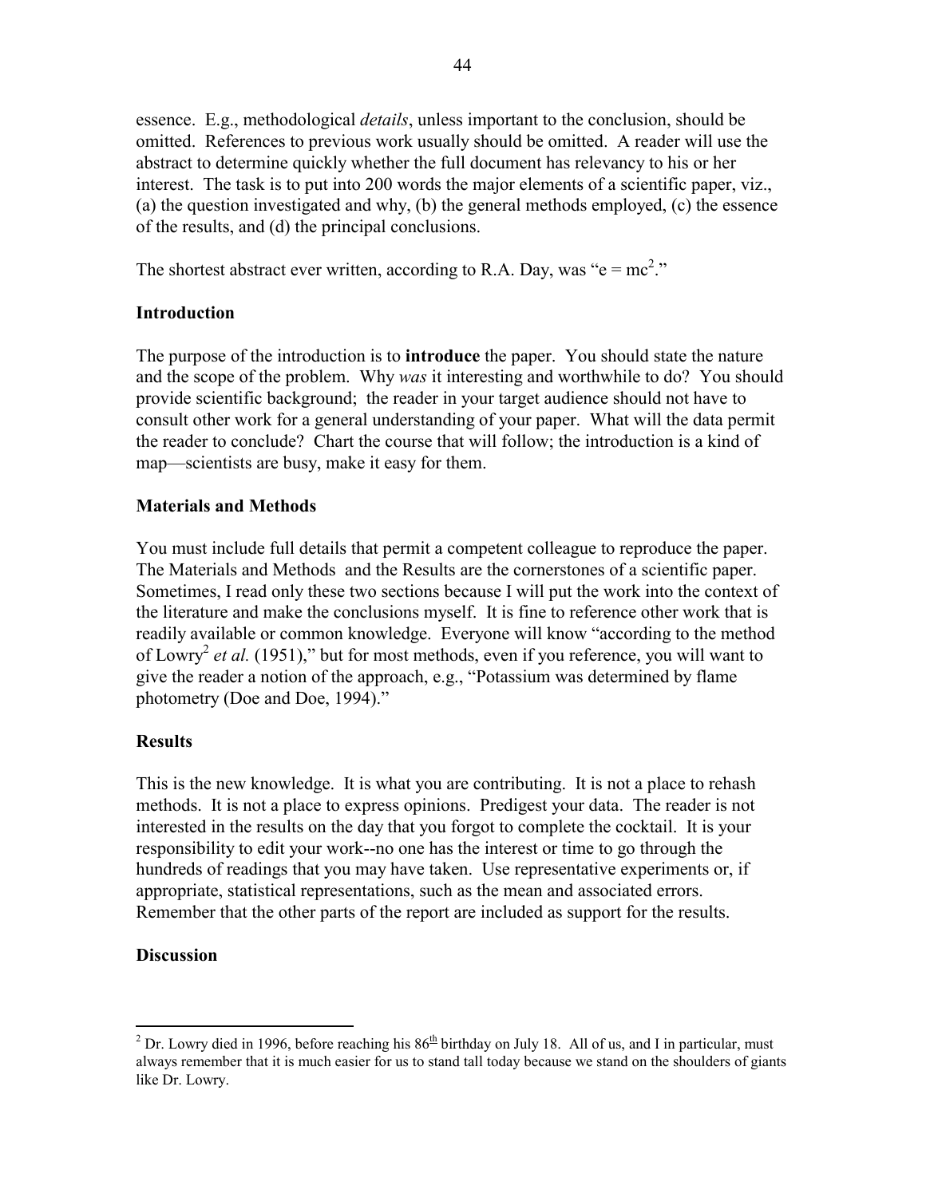essence. E.g., methodological *details*, unless important to the conclusion, should be omitted. References to previous work usually should be omitted. A reader will use the abstract to determine quickly whether the full document has relevancy to his or her interest. The task is to put into 200 words the major elements of a scientific paper, viz., (a) the question investigated and why, (b) the general methods employed, (c) the essence of the results, and (d) the principal conclusions.

The shortest abstract ever written, according to R.A. Day, was "$e = mc^2$."

### Introduction

The purpose of the introduction is to **introduce** the paper. You should state the nature and the scope of the problem. Why *was* it interesting and worthwhile to do? You should provide scientific background; the reader in your target audience should not have to consult other work for a general understanding of your paper. What will the data permit the reader to conclude? Chart the course that will follow; the introduction is a kind of map—scientists are busy, make it easy for them.

### Materials and Methods

You must include full details that permit a competent colleague to reproduce the paper. The Materials and Methods and the Results are the cornerstones of a scientific paper. Sometimes, I read only these two sections because I will put the work into the context of the literature and make the conclusions myself. It is fine to reference other work that is readily available or common knowledge. Everyone will know "according to the method of Lowry[2] *et al.* (1951)," but for most methods, even if you reference, you will want to give the reader a notion of the approach, e.g., "Potassium was determined by flame photometry (Doe and Doe, 1994)."

### Results

This is the new knowledge. It is what you are contributing. It is not a place to rehash methods. It is not a place to express opinions. Predigest your data. The reader is not interested in the results on the day that you forgot to complete the cocktail. It is your responsibility to edit your work--no one has the interest or time to go through the hundreds of readings that you may have taken. Use representative experiments or, if appropriate, statistical representations, such as the mean and associated errors. Remember that the other parts of the report are included as support for the results.

### Discussion

---

[2] Dr. Lowry died in 1996, before reaching his 86th birthday on July 18. All of us, and I in particular, must always remember that it is much easier for us to stand tall today because we stand on the shoulders of giants like Dr. Lowry.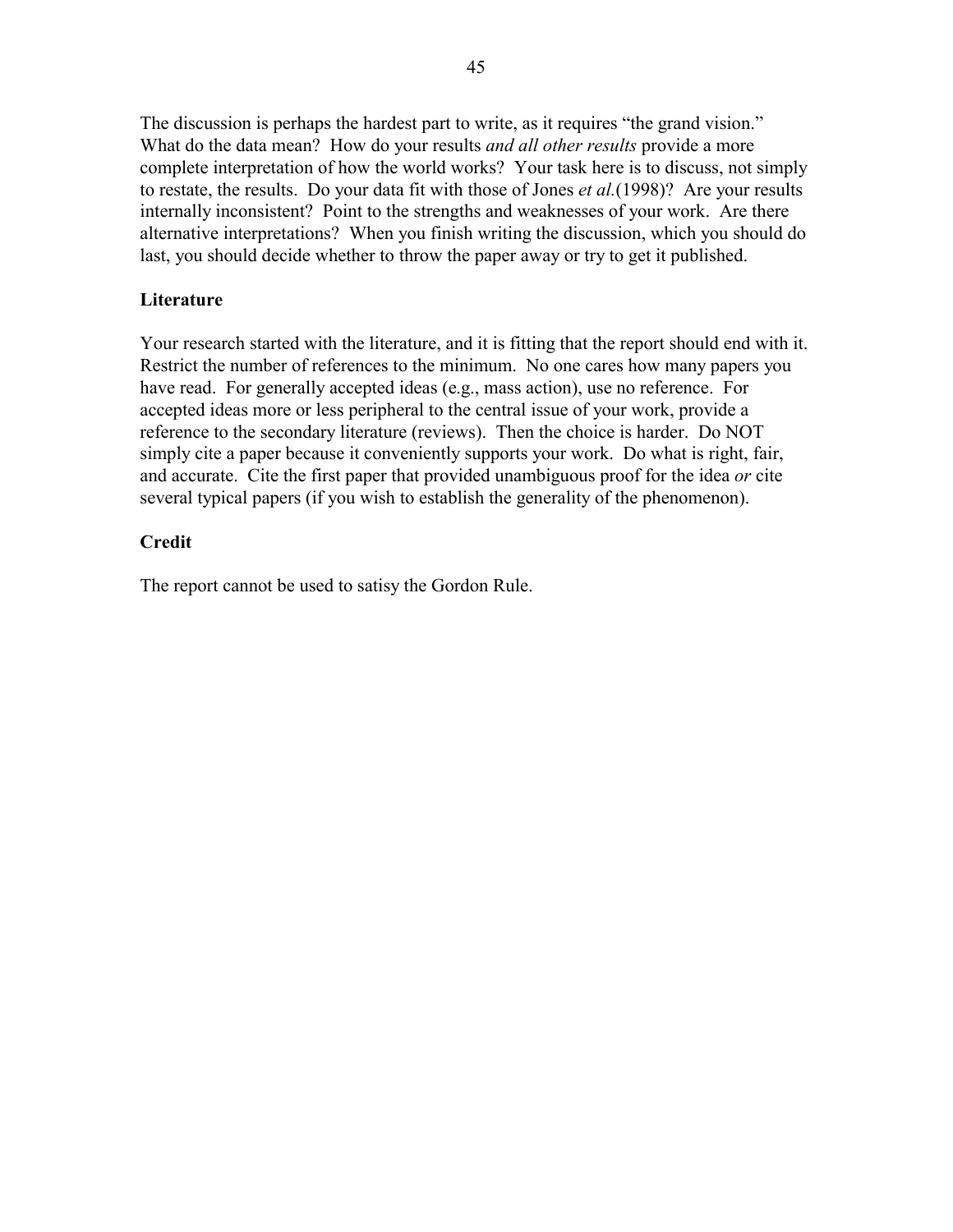The discussion is perhaps the hardest part to write, as it requires "the grand vision." What do the data mean? How do your results *and all other results* provide a more complete interpretation of how the world works? Your task here is to discuss, not simply to restate, the results. Do your data fit with those of Jones *et al.*(1998)? Are your results internally inconsistent? Point to the strengths and weaknesses of your work. Are there alternative interpretations? When you finish writing the discussion, which you should do last, you should decide whether to throw the paper away or try to get it published.

**Literature**

Your research started with the literature, and it is fitting that the report should end with it. Restrict the number of references to the minimum. No one cares how many papers you have read. For generally accepted ideas (e.g., mass action), use no reference. For accepted ideas more or less peripheral to the central issue of your work, provide a reference to the secondary literature (reviews). Then the choice is harder. Do NOT simply cite a paper because it conveniently supports your work. Do what is right, fair, and accurate. Cite the first paper that provided unambiguous proof for the idea *or* cite several typical papers (if you wish to establish the generality of the phenomenon).

**Credit**

The report cannot be used to satisy the Gordon Rule.